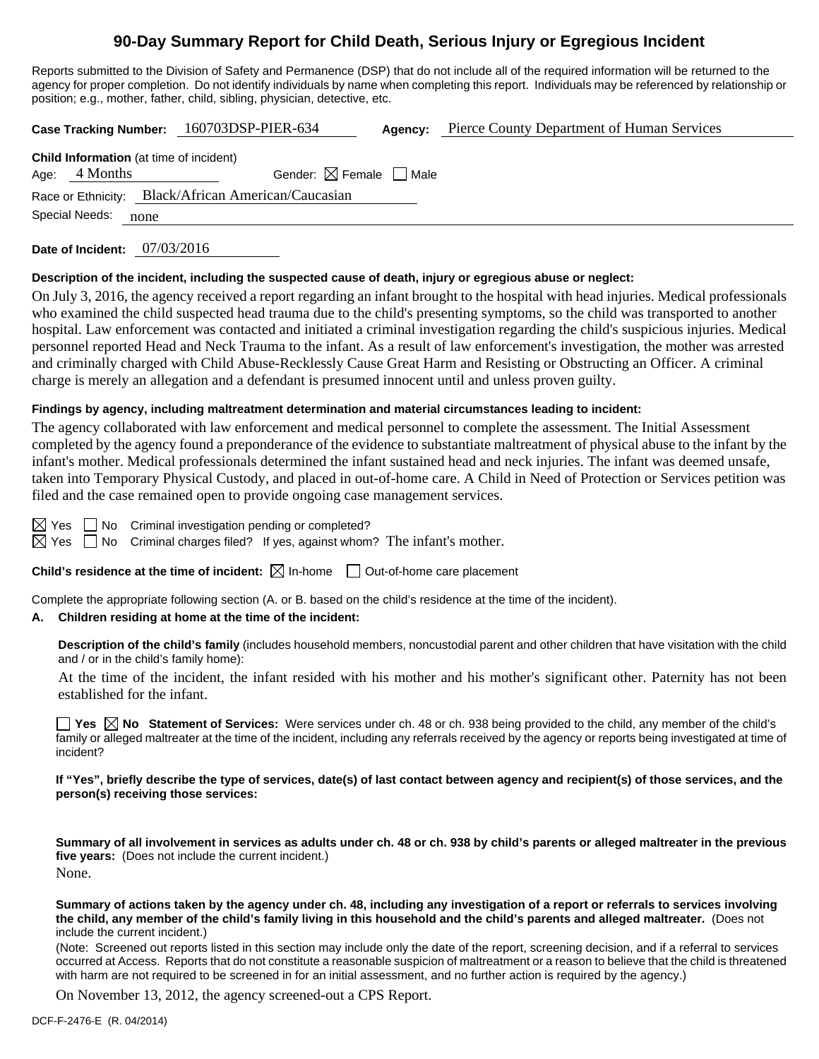# 90-Day Summary Report for Child Death, Serious Injury or Egregious Incident

Reports submitted to the Division of Safety and Permanence (DSP) that do not include all of the required information will be returned to the agency for proper completion. Do not identify individuals by name when completing this report. Individuals may be referenced by relationship or position; e.g., mother, father, child, sibling, physician, detective, etc.

**Case Tracking Number:** 160703DSP-PIER-634 **Agency:** Pierce County Department of Human Services

**Child Information** (at time of incident)

Age: 4 Months Gender: ☒ Female ☐ Male

Race or Ethnicity: Black/African American/Caucasian

Special Needs: none

**Date of Incident:** 07/03/2016

**Description of the incident, including the suspected cause of death, injury or egregious abuse or neglect:**

On July 3, 2016, the agency received a report regarding an infant brought to the hospital with head injuries. Medical professionals who examined the child suspected head trauma due to the child's presenting symptoms, so the child was transported to another hospital. Law enforcement was contacted and initiated a criminal investigation regarding the child's suspicious injuries. Medical personnel reported Head and Neck Trauma to the infant. As a result of law enforcement's investigation, the mother was arrested and criminally charged with Child Abuse-Recklessly Cause Great Harm and Resisting or Obstructing an Officer. A criminal charge is merely an allegation and a defendant is presumed innocent until and unless proven guilty.

**Findings by agency, including maltreatment determination and material circumstances leading to incident:**

The agency collaborated with law enforcement and medical personnel to complete the assessment. The Initial Assessment completed by the agency found a preponderance of the evidence to substantiate maltreatment of physical abuse to the infant by the infant's mother. Medical professionals determined the infant sustained head and neck injuries. The infant was deemed unsafe, taken into Temporary Physical Custody, and placed in out-of-home care. A Child in Need of Protection or Services petition was filed and the case remained open to provide ongoing case management services.

☒ Yes ☐ No Criminal investigation pending or completed?

☒ Yes ☐ No Criminal charges filed? If yes, against whom? The infant's mother.

**Child's residence at the time of incident:** ☒ In-home ☐ Out-of-home care placement

Complete the appropriate following section (A. or B. based on the child's residence at the time of the incident).

**A. Children residing at home at the time of the incident:**

**Description of the child's family** (includes household members, noncustodial parent and other children that have visitation with the child and / or in the child's family home):

At the time of the incident, the infant resided with his mother and his mother's significant other. Paternity has not been established for the infant.

☐ **Yes** ☒ **No Statement of Services:** Were services under ch. 48 or ch. 938 being provided to the child, any member of the child's family or alleged maltreater at the time of the incident, including any referrals received by the agency or reports being investigated at time of incident?

**If "Yes", briefly describe the type of services, date(s) of last contact between agency and recipient(s) of those services, and the person(s) receiving those services:**

**Summary of all involvement in services as adults under ch. 48 or ch. 938 by child's parents or alleged maltreater in the previous five years:** (Does not include the current incident.)

None.

**Summary of actions taken by the agency under ch. 48, including any investigation of a report or referrals to services involving the child, any member of the child's family living in this household and the child's parents and alleged maltreater.** (Does not include the current incident.)

(Note: Screened out reports listed in this section may include only the date of the report, screening decision, and if a referral to services occurred at Access. Reports that do not constitute a reasonable suspicion of maltreatment or a reason to believe that the child is threatened with harm are not required to be screened in for an initial assessment, and no further action is required by the agency.)

On November 13, 2012, the agency screened-out a CPS Report.

DCF-F-2476-E (R. 04/2014)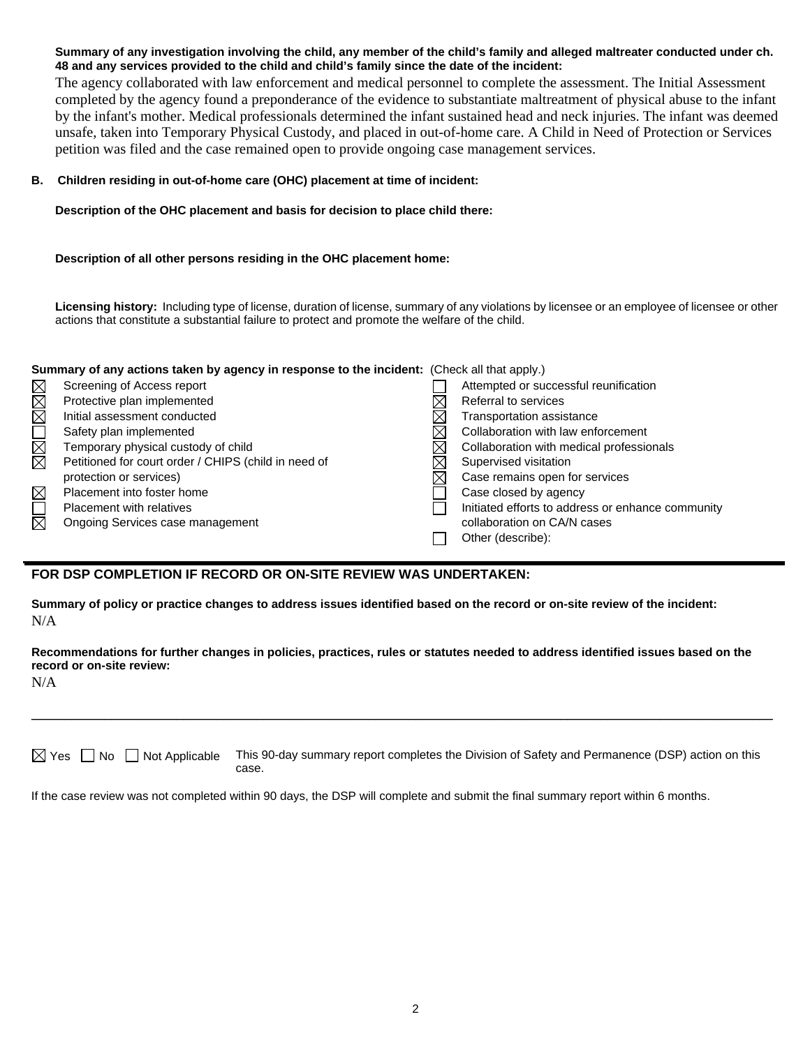**Summary of any investigation involving the child, any member of the child's family and alleged maltreater conducted under ch. 48 and any services provided to the child and child's family since the date of the incident:**

The agency collaborated with law enforcement and medical personnel to complete the assessment. The Initial Assessment completed by the agency found a preponderance of the evidence to substantiate maltreatment of physical abuse to the infant by the infant's mother. Medical professionals determined the infant sustained head and neck injuries. The infant was deemed unsafe, taken into Temporary Physical Custody, and placed in out-of-home care. A Child in Need of Protection or Services petition was filed and the case remained open to provide ongoing case management services.

**B. Children residing in out-of-home care (OHC) placement at time of incident:**

**Description of the OHC placement and basis for decision to place child there:**

**Description of all other persons residing in the OHC placement home:**

**Licensing history:** Including type of license, duration of license, summary of any violations by licensee or an employee of licensee or other actions that constitute a substantial failure to protect and promote the welfare of the child.

**Summary of any actions taken by agency in response to the incident:** (Check all that apply.)

- ☒ Screening of Access report
- ☒ Protective plan implemented
- ☒ Initial assessment conducted
- ☐ Safety plan implemented
- ☒ Temporary physical custody of child
- ☒ Petitioned for court order / CHIPS (child in need of protection or services)
- ☒ Placement into foster home
- ☐ Placement with relatives
- ☒ Ongoing Services case management
- ☐ Attempted or successful reunification
- ☒ Referral to services
- ☒ Transportation assistance
- ☒ Collaboration with law enforcement
- ☒ Collaboration with medical professionals
- ☒ Supervised visitation
- ☒ Case remains open for services
- ☐ Case closed by agency
- ☐ Initiated efforts to address or enhance community collaboration on CA/N cases
- ☐ Other (describe):

## FOR DSP COMPLETION IF RECORD OR ON-SITE REVIEW WAS UNDERTAKEN:

**Summary of policy or practice changes to address issues identified based on the record or on-site review of the incident:**

N/A

**Recommendations for further changes in policies, practices, rules or statutes needed to address identified issues based on the record or on-site review:**

N/A

---

☒ Yes ☐ No ☐ Not Applicable This 90-day summary report completes the Division of Safety and Permanence (DSP) action on this case.

If the case review was not completed within 90 days, the DSP will complete and submit the final summary report within 6 months.